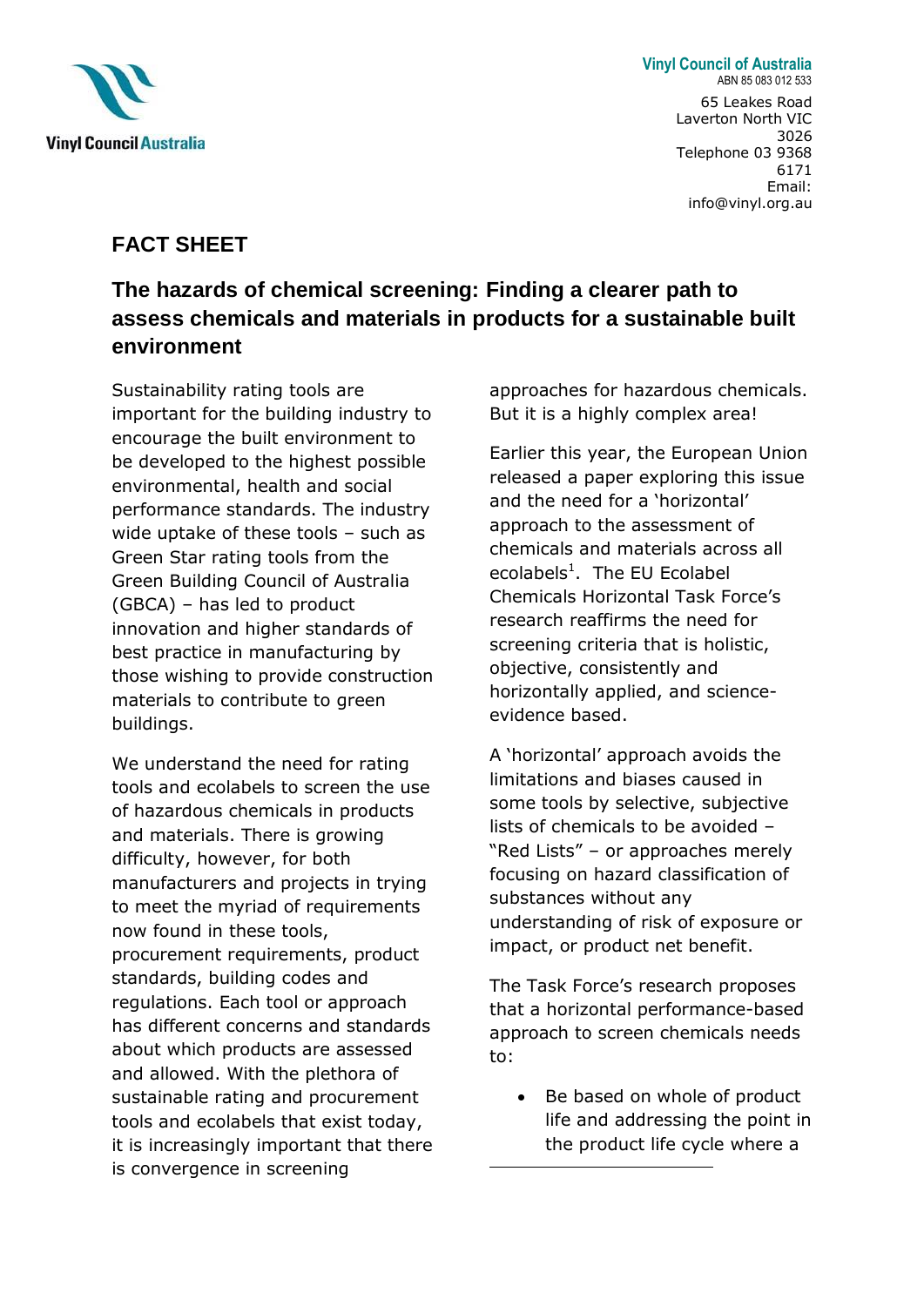**Vinyl Council of Australia**
ABN 85 083 012 533
65 Leakes Road
Laverton North VIC 3026
Telephone 03 9368 6171
Email: info@vinyl.org.au

## FACT SHEET

## The hazards of chemical screening: Finding a clearer path to assess chemicals and materials in products for a sustainable built environment

Sustainability rating tools are important for the building industry to encourage the built environment to be developed to the highest possible environmental, health and social performance standards. The industry wide uptake of these tools – such as Green Star rating tools from the Green Building Council of Australia (GBCA) – has led to product innovation and higher standards of best practice in manufacturing by those wishing to provide construction materials to contribute to green buildings.

We understand the need for rating tools and ecolabels to screen the use of hazardous chemicals in products and materials. There is growing difficulty, however, for both manufacturers and projects in trying to meet the myriad of requirements now found in these tools, procurement requirements, product standards, building codes and regulations. Each tool or approach has different concerns and standards about which products are assessed and allowed. With the plethora of sustainable rating and procurement tools and ecolabels that exist today, it is increasingly important that there is convergence in screening approaches for hazardous chemicals. But it is a highly complex area!

Earlier this year, the European Union released a paper exploring this issue and the need for a 'horizontal' approach to the assessment of chemicals and materials across all ecolabels[1]. The EU Ecolabel Chemicals Horizontal Task Force's research reaffirms the need for screening criteria that is holistic, objective, consistently and horizontally applied, and science-evidence based.

A 'horizontal' approach avoids the limitations and biases caused in some tools by selective, subjective lists of chemicals to be avoided – "Red Lists" – or approaches merely focusing on hazard classification of substances without any understanding of risk of exposure or impact, or product net benefit.

The Task Force's research proposes that a horizontal performance-based approach to screen chemicals needs to:

- Be based on whole of product life and addressing the point in the product life cycle where a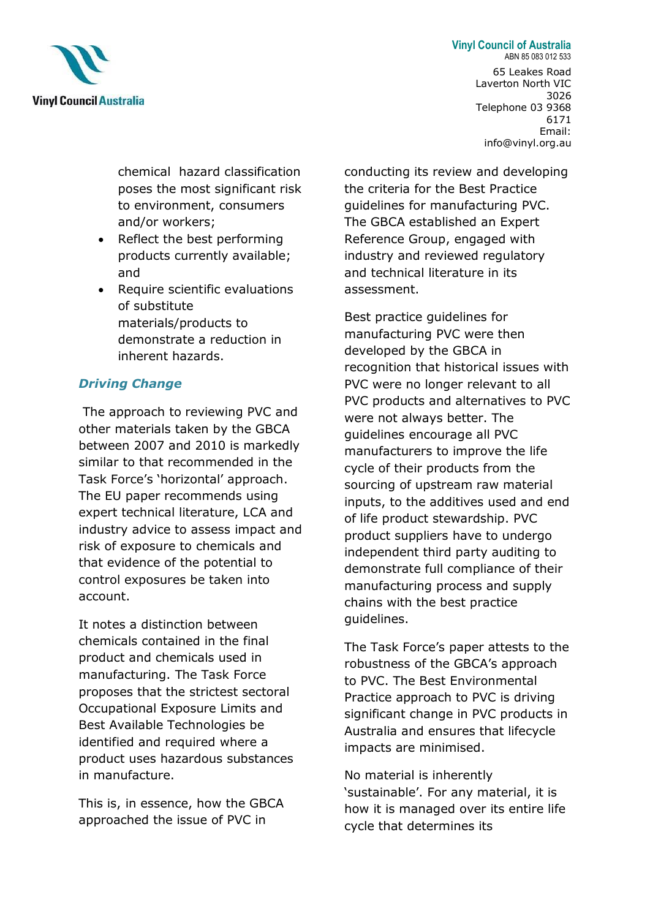chemical hazard classification poses the most significant risk to environment, consumers and/or workers;

- Reflect the best performing products currently available; and
- Require scientific evaluations of substitute materials/products to demonstrate a reduction in inherent hazards.

### *Driving Change*

The approach to reviewing PVC and other materials taken by the GBCA between 2007 and 2010 is markedly similar to that recommended in the Task Force's 'horizontal' approach. The EU paper recommends using expert technical literature, LCA and industry advice to assess impact and risk of exposure to chemicals and that evidence of the potential to control exposures be taken into account.

It notes a distinction between chemicals contained in the final product and chemicals used in manufacturing. The Task Force proposes that the strictest sectoral Occupational Exposure Limits and Best Available Technologies be identified and required where a product uses hazardous substances in manufacture.

This is, in essence, how the GBCA approached the issue of PVC in conducting its review and developing the criteria for the Best Practice guidelines for manufacturing PVC. The GBCA established an Expert Reference Group, engaged with industry and reviewed regulatory and technical literature in its assessment.

Best practice guidelines for manufacturing PVC were then developed by the GBCA in recognition that historical issues with PVC were no longer relevant to all PVC products and alternatives to PVC were not always better. The guidelines encourage all PVC manufacturers to improve the life cycle of their products from the sourcing of upstream raw material inputs, to the additives used and end of life product stewardship. PVC product suppliers have to undergo independent third party auditing to demonstrate full compliance of their manufacturing process and supply chains with the best practice guidelines.

The Task Force's paper attests to the robustness of the GBCA's approach to PVC. The Best Environmental Practice approach to PVC is driving significant change in PVC products in Australia and ensures that lifecycle impacts are minimised.

No material is inherently 'sustainable'. For any material, it is how it is managed over its entire life cycle that determines its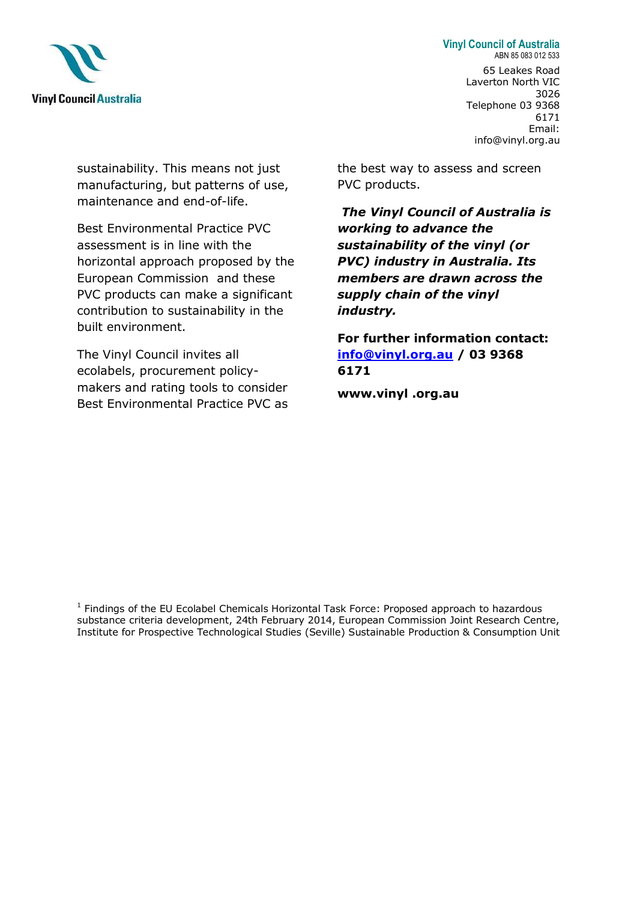**Vinyl Council of Australia**
ABN 85 083 012 533
65 Leakes Road
Laverton North VIC 3026
Telephone 03 9368 6171
Email: info@vinyl.org.au

sustainability. This means not just manufacturing, but patterns of use, maintenance and end-of-life.

Best Environmental Practice PVC assessment is in line with the horizontal approach proposed by the European Commission and these PVC products can make a significant contribution to sustainability in the built environment.

The Vinyl Council invites all ecolabels, procurement policy-makers and rating tools to consider Best Environmental Practice PVC as the best way to assess and screen PVC products.

***The Vinyl Council of Australia is working to advance the sustainability of the vinyl (or PVC) industry in Australia. Its members are drawn across the supply chain of the vinyl industry.***

**For further information contact: info@vinyl.org.au / 03 9368 6171**

**www.vinyl .org.au**

[1] Findings of the EU Ecolabel Chemicals Horizontal Task Force: Proposed approach to hazardous substance criteria development, 24th February 2014, European Commission Joint Research Centre, Institute for Prospective Technological Studies (Seville) Sustainable Production & Consumption Unit